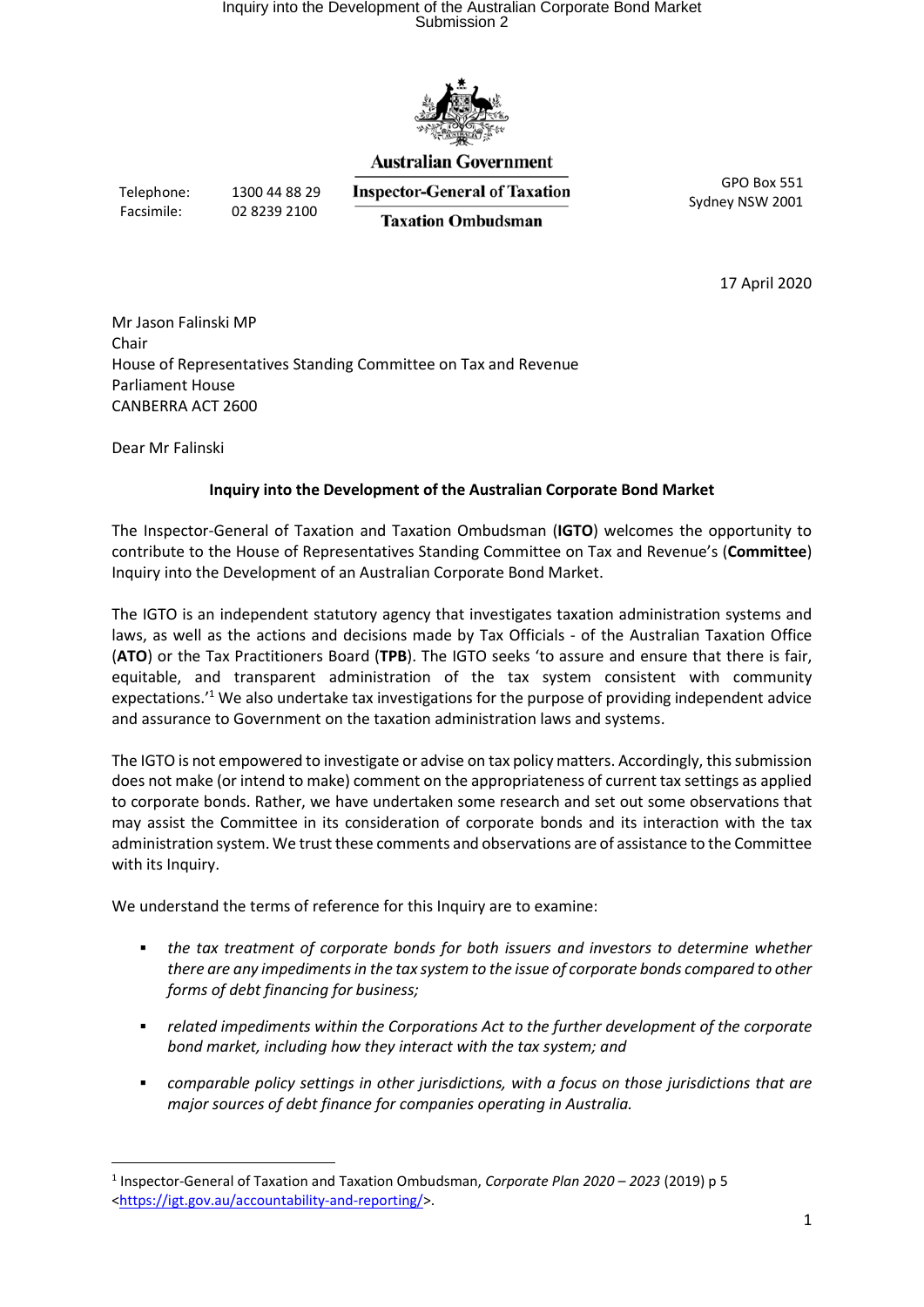Australian Government

Inspector-General of Taxation

Taxation Ombudsman

Telephone: 1300 44 88 29
Facsimile: 02 8239 2100

GPO Box 551
Sydney NSW 2001

17 April 2020

Mr Jason Falinski MP
Chair
House of Representatives Standing Committee on Tax and Revenue
Parliament House
CANBERRA ACT 2600

Dear Mr Falinski

**Inquiry into the Development of the Australian Corporate Bond Market**

The Inspector-General of Taxation and Taxation Ombudsman (**IGTO**) welcomes the opportunity to contribute to the House of Representatives Standing Committee on Tax and Revenue's (**Committee**) Inquiry into the Development of an Australian Corporate Bond Market.

The IGTO is an independent statutory agency that investigates taxation administration systems and laws, as well as the actions and decisions made by Tax Officials - of the Australian Taxation Office (**ATO**) or the Tax Practitioners Board (**TPB**). The IGTO seeks 'to assure and ensure that there is fair, equitable, and transparent administration of the tax system consistent with community expectations.'[1] We also undertake tax investigations for the purpose of providing independent advice and assurance to Government on the taxation administration laws and systems.

The IGTO is not empowered to investigate or advise on tax policy matters. Accordingly, this submission does not make (or intend to make) comment on the appropriateness of current tax settings as applied to corporate bonds. Rather, we have undertaken some research and set out some observations that may assist the Committee in its consideration of corporate bonds and its interaction with the tax administration system. We trust these comments and observations are of assistance to the Committee with its Inquiry.

We understand the terms of reference for this Inquiry are to examine:

- *the tax treatment of corporate bonds for both issuers and investors to determine whether there are any impediments in the tax system to the issue of corporate bonds compared to other forms of debt financing for business;*
- *related impediments within the Corporations Act to the further development of the corporate bond market, including how they interact with the tax system; and*
- *comparable policy settings in other jurisdictions, with a focus on those jurisdictions that are major sources of debt finance for companies operating in Australia.*

[1] Inspector-General of Taxation and Taxation Ombudsman, *Corporate Plan 2020 – 2023* (2019) p 5 <https://igt.gov.au/accountability-and-reporting/>.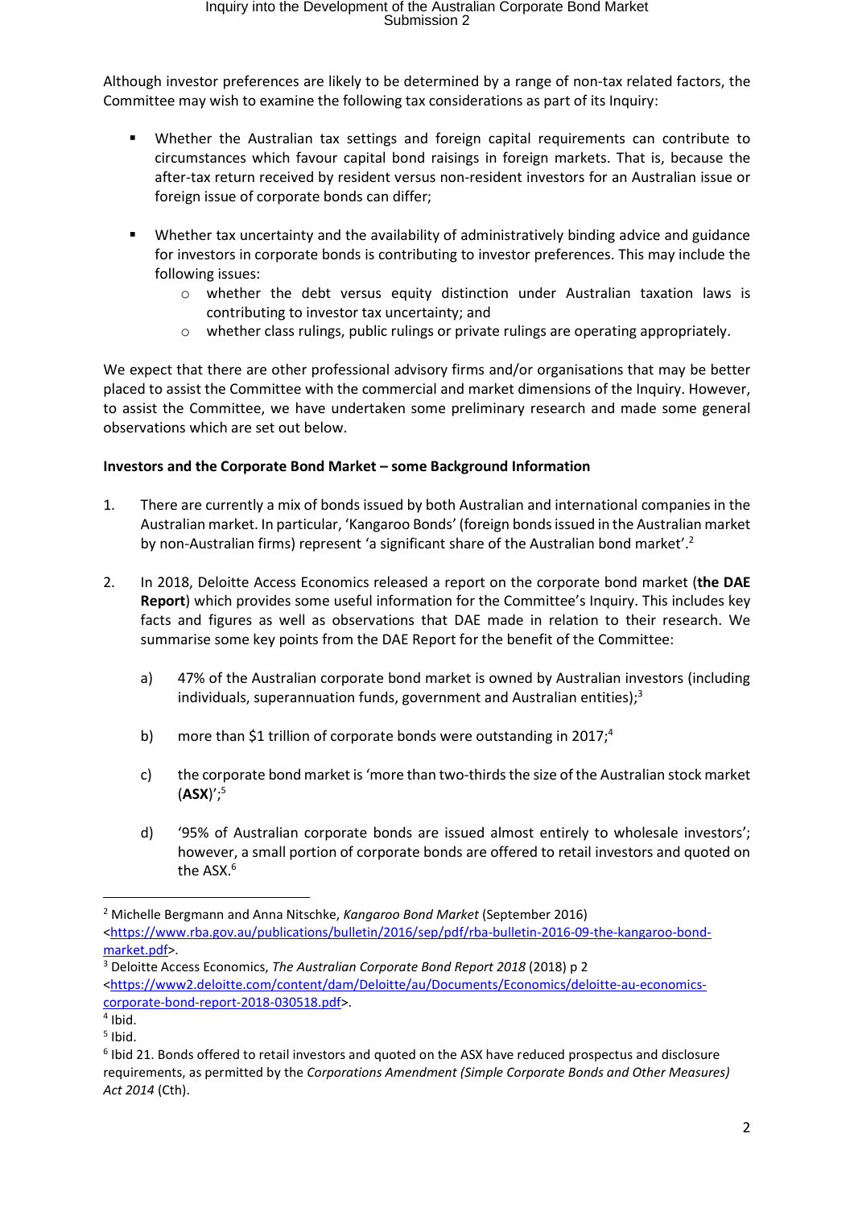Although investor preferences are likely to be determined by a range of non-tax related factors, the Committee may wish to examine the following tax considerations as part of its Inquiry:

- Whether the Australian tax settings and foreign capital requirements can contribute to circumstances which favour capital bond raisings in foreign markets. That is, because the after-tax return received by resident versus non-resident investors for an Australian issue or foreign issue of corporate bonds can differ;

- Whether tax uncertainty and the availability of administratively binding advice and guidance for investors in corporate bonds is contributing to investor preferences. This may include the following issues:
  - whether the debt versus equity distinction under Australian taxation laws is contributing to investor tax uncertainty; and
  - whether class rulings, public rulings or private rulings are operating appropriately.

We expect that there are other professional advisory firms and/or organisations that may be better placed to assist the Committee with the commercial and market dimensions of the Inquiry. However, to assist the Committee, we have undertaken some preliminary research and made some general observations which are set out below.

**Investors and the Corporate Bond Market – some Background Information**

1. There are currently a mix of bonds issued by both Australian and international companies in the Australian market. In particular, 'Kangaroo Bonds' (foreign bonds issued in the Australian market by non-Australian firms) represent 'a significant share of the Australian bond market'.[2]

2. In 2018, Deloitte Access Economics released a report on the corporate bond market (**the DAE Report**) which provides some useful information for the Committee's Inquiry. This includes key facts and figures as well as observations that DAE made in relation to their research. We summarise some key points from the DAE Report for the benefit of the Committee:

   a) 47% of the Australian corporate bond market is owned by Australian investors (including individuals, superannuation funds, government and Australian entities);[3]

   b) more than $1 trillion of corporate bonds were outstanding in 2017;[4]

   c) the corporate bond market is 'more than two-thirds the size of the Australian stock market (**ASX**)';[5]

   d) '95% of Australian corporate bonds are issued almost entirely to wholesale investors'; however, a small portion of corporate bonds are offered to retail investors and quoted on the ASX.[6]

---

[2] Michelle Bergmann and Anna Nitschke, *Kangaroo Bond Market* (September 2016) <https://www.rba.gov.au/publications/bulletin/2016/sep/pdf/rba-bulletin-2016-09-the-kangaroo-bond-market.pdf>.

[3] Deloitte Access Economics, *The Australian Corporate Bond Report 2018* (2018) p 2 <https://www2.deloitte.com/content/dam/Deloitte/au/Documents/Economics/deloitte-au-economics-corporate-bond-report-2018-030518.pdf>.

[4] Ibid.

[5] Ibid.

[6] Ibid 21. Bonds offered to retail investors and quoted on the ASX have reduced prospectus and disclosure requirements, as permitted by the *Corporations Amendment (Simple Corporate Bonds and Other Measures) Act 2014* (Cth).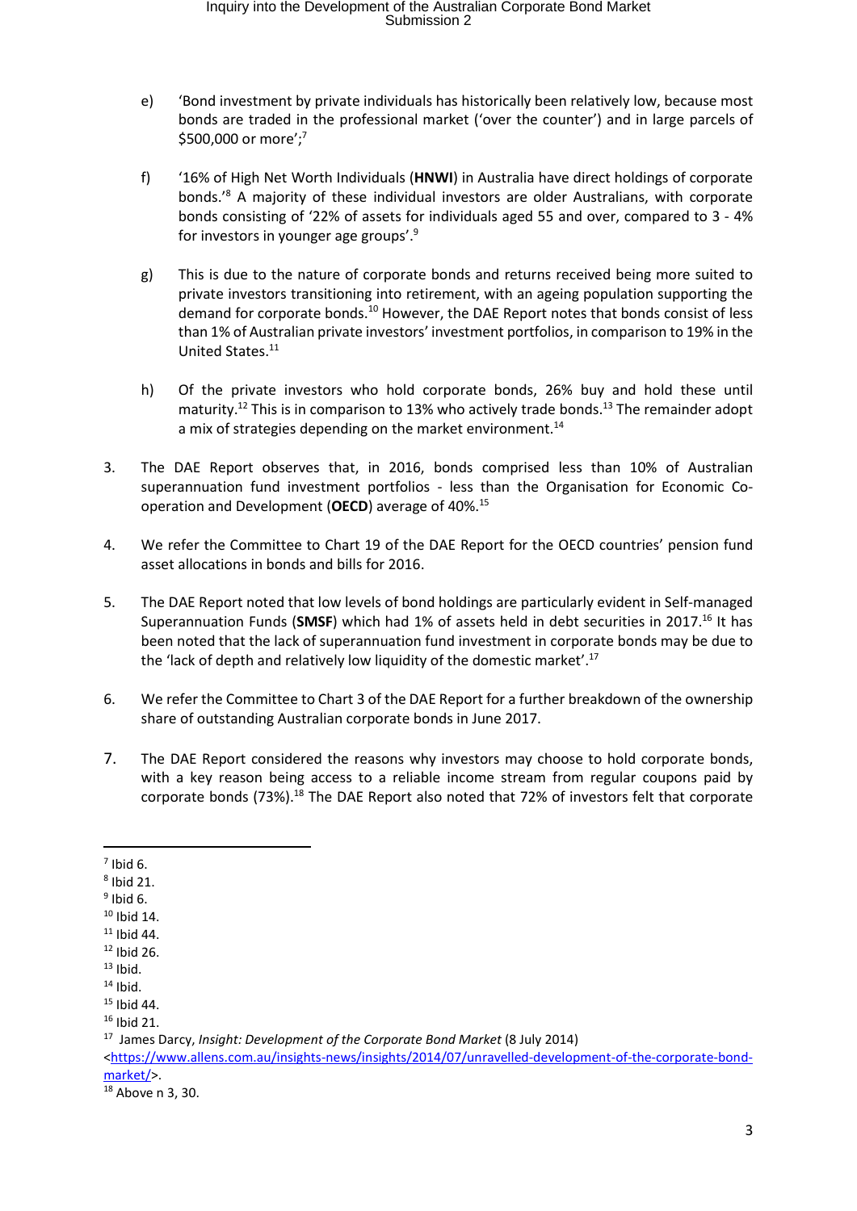e) 'Bond investment by private individuals has historically been relatively low, because most bonds are traded in the professional market ('over the counter') and in large parcels of $500,000 or more';[7]

f) '16% of High Net Worth Individuals (**HNWI**) in Australia have direct holdings of corporate bonds.'[8] A majority of these individual investors are older Australians, with corporate bonds consisting of '22% of assets for individuals aged 55 and over, compared to 3 - 4% for investors in younger age groups'.[9]

g) This is due to the nature of corporate bonds and returns received being more suited to private investors transitioning into retirement, with an ageing population supporting the demand for corporate bonds.[10] However, the DAE Report notes that bonds consist of less than 1% of Australian private investors' investment portfolios, in comparison to 19% in the United States.[11]

h) Of the private investors who hold corporate bonds, 26% buy and hold these until maturity.[12] This is in comparison to 13% who actively trade bonds.[13] The remainder adopt a mix of strategies depending on the market environment.[14]

3. The DAE Report observes that, in 2016, bonds comprised less than 10% of Australian superannuation fund investment portfolios - less than the Organisation for Economic Co-operation and Development (**OECD**) average of 40%.[15]

4. We refer the Committee to Chart 19 of the DAE Report for the OECD countries' pension fund asset allocations in bonds and bills for 2016.

5. The DAE Report noted that low levels of bond holdings are particularly evident in Self-managed Superannuation Funds (**SMSF**) which had 1% of assets held in debt securities in 2017.[16] It has been noted that the lack of superannuation fund investment in corporate bonds may be due to the 'lack of depth and relatively low liquidity of the domestic market'.[17]

6. We refer the Committee to Chart 3 of the DAE Report for a further breakdown of the ownership share of outstanding Australian corporate bonds in June 2017.

7. The DAE Report considered the reasons why investors may choose to hold corporate bonds, with a key reason being access to a reliable income stream from regular coupons paid by corporate bonds (73%).[18] The DAE Report also noted that 72% of investors felt that corporate

---

[7] Ibid 6.
[8] Ibid 21.
[9] Ibid 6.
[10] Ibid 14.
[11] Ibid 44.
[12] Ibid 26.
[13] Ibid.
[14] Ibid.
[15] Ibid 44.
[16] Ibid 21.
[17] James Darcy, *Insight: Development of the Corporate Bond Market* (8 July 2014) <https://www.allens.com.au/insights-news/insights/2014/07/unravelled-development-of-the-corporate-bond-market/>.
[18] Above n 3, 30.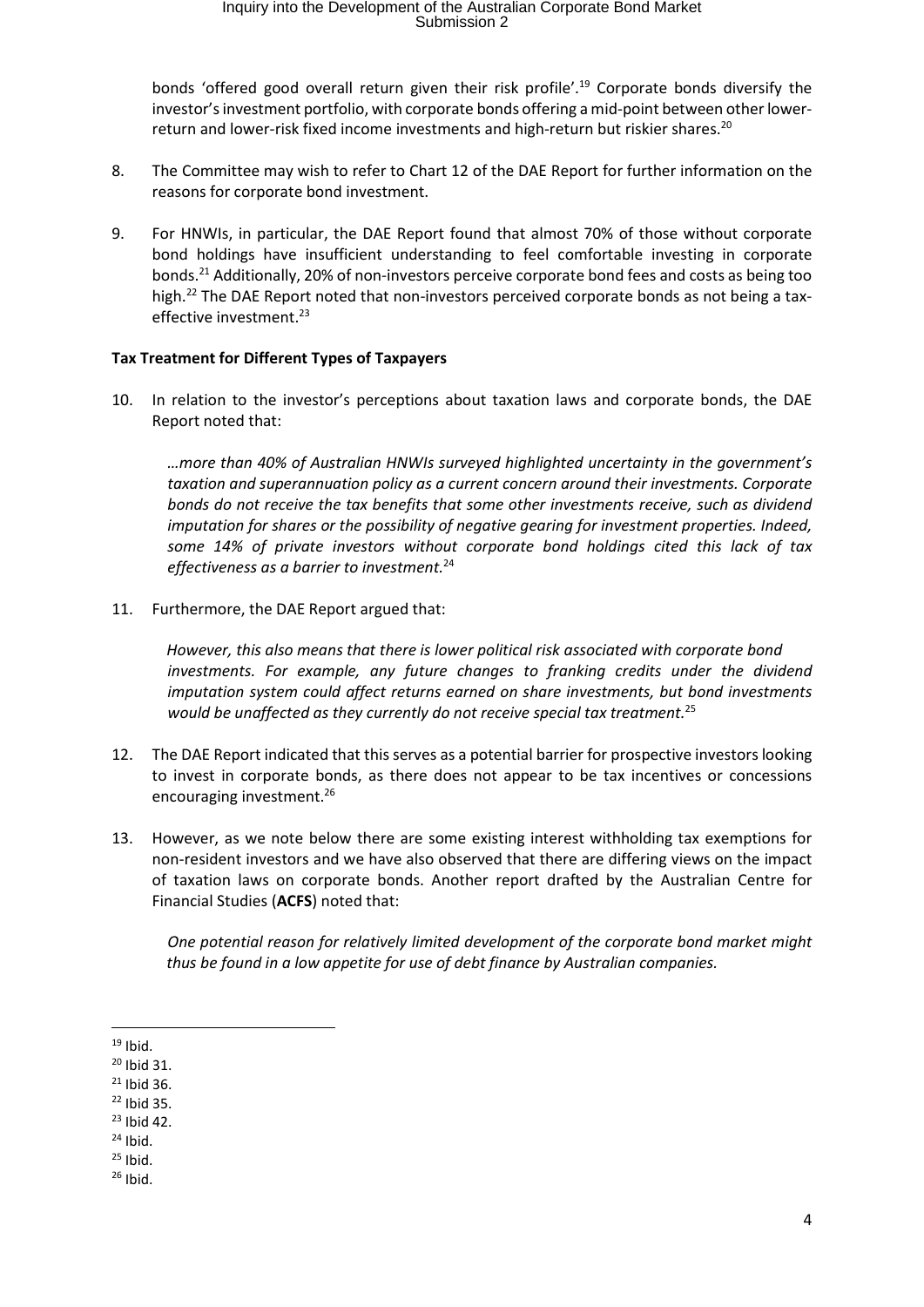bonds 'offered good overall return given their risk profile'.[19] Corporate bonds diversify the investor's investment portfolio, with corporate bonds offering a mid-point between other lower-return and lower-risk fixed income investments and high-return but riskier shares.[20]

8. The Committee may wish to refer to Chart 12 of the DAE Report for further information on the reasons for corporate bond investment.

9. For HNWIs, in particular, the DAE Report found that almost 70% of those without corporate bond holdings have insufficient understanding to feel comfortable investing in corporate bonds.[21] Additionally, 20% of non-investors perceive corporate bond fees and costs as being too high.[22] The DAE Report noted that non-investors perceived corporate bonds as not being a tax-effective investment.[23]

**Tax Treatment for Different Types of Taxpayers**

10. In relation to the investor's perceptions about taxation laws and corporate bonds, the DAE Report noted that:

> *…more than 40% of Australian HNWIs surveyed highlighted uncertainty in the government's taxation and superannuation policy as a current concern around their investments. Corporate bonds do not receive the tax benefits that some other investments receive, such as dividend imputation for shares or the possibility of negative gearing for investment properties. Indeed, some 14% of private investors without corporate bond holdings cited this lack of tax effectiveness as a barrier to investment.*[24]

11. Furthermore, the DAE Report argued that:

> *However, this also means that there is lower political risk associated with corporate bond investments. For example, any future changes to franking credits under the dividend imputation system could affect returns earned on share investments, but bond investments would be unaffected as they currently do not receive special tax treatment.*[25]

12. The DAE Report indicated that this serves as a potential barrier for prospective investors looking to invest in corporate bonds, as there does not appear to be tax incentives or concessions encouraging investment.[26]

13. However, as we note below there are some existing interest withholding tax exemptions for non-resident investors and we have also observed that there are differing views on the impact of taxation laws on corporate bonds. Another report drafted by the Australian Centre for Financial Studies (**ACFS**) noted that:

> *One potential reason for relatively limited development of the corporate bond market might thus be found in a low appetite for use of debt finance by Australian companies.*

---

[19] Ibid.
[20] Ibid 31.
[21] Ibid 36.
[22] Ibid 35.
[23] Ibid 42.
[24] Ibid.
[25] Ibid.
[26] Ibid.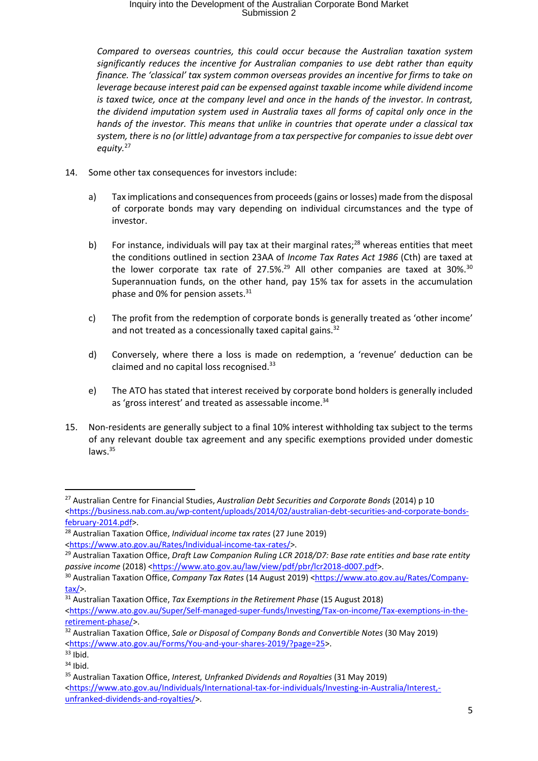*Compared to overseas countries, this could occur because the Australian taxation system significantly reduces the incentive for Australian companies to use debt rather than equity finance. The 'classical' tax system common overseas provides an incentive for firms to take on leverage because interest paid can be expensed against taxable income while dividend income is taxed twice, once at the company level and once in the hands of the investor. In contrast, the dividend imputation system used in Australia taxes all forms of capital only once in the hands of the investor. This means that unlike in countries that operate under a classical tax system, there is no (or little) advantage from a tax perspective for companies to issue debt over equity.*[27]

14. Some other tax consequences for investors include:

    a) Tax implications and consequences from proceeds (gains or losses) made from the disposal of corporate bonds may vary depending on individual circumstances and the type of investor.

    b) For instance, individuals will pay tax at their marginal rates;[28] whereas entities that meet the conditions outlined in section 23AA of *Income Tax Rates Act 1986* (Cth) are taxed at the lower corporate tax rate of 27.5%.[29] All other companies are taxed at 30%.[30] Superannuation funds, on the other hand, pay 15% tax for assets in the accumulation phase and 0% for pension assets.[31]

    c) The profit from the redemption of corporate bonds is generally treated as 'other income' and not treated as a concessionally taxed capital gains.[32]

    d) Conversely, where there a loss is made on redemption, a 'revenue' deduction can be claimed and no capital loss recognised.[33]

    e) The ATO has stated that interest received by corporate bond holders is generally included as 'gross interest' and treated as assessable income.[34]

15. Non-residents are generally subject to a final 10% interest withholding tax subject to the terms of any relevant double tax agreement and any specific exemptions provided under domestic laws.[35]

---

[27] Australian Centre for Financial Studies, *Australian Debt Securities and Corporate Bonds* (2014) p 10 <https://business.nab.com.au/wp-content/uploads/2014/02/australian-debt-securities-and-corporate-bonds-february-2014.pdf>.

[28] Australian Taxation Office, *Individual income tax rates* (27 June 2019) <https://www.ato.gov.au/Rates/Individual-income-tax-rates/>.

[29] Australian Taxation Office, *Draft Law Companion Ruling LCR 2018/D7: Base rate entities and base rate entity passive income* (2018) <https://www.ato.gov.au/law/view/pdf/pbr/lcr2018-d007.pdf>.

[30] Australian Taxation Office, *Company Tax Rates* (14 August 2019) <https://www.ato.gov.au/Rates/Company-tax/>.

[31] Australian Taxation Office, *Tax Exemptions in the Retirement Phase* (15 August 2018) <https://www.ato.gov.au/Super/Self-managed-super-funds/Investing/Tax-on-income/Tax-exemptions-in-the-retirement-phase/>.

[32] Australian Taxation Office, *Sale or Disposal of Company Bonds and Convertible Notes* (30 May 2019) <https://www.ato.gov.au/Forms/You-and-your-shares-2019/?page=25>.

[33] Ibid.

[34] Ibid.

[35] Australian Taxation Office, *Interest, Unfranked Dividends and Royalties* (31 May 2019) <https://www.ato.gov.au/Individuals/International-tax-for-individuals/Investing-in-Australia/Interest,-unfranked-dividends-and-royalties/>.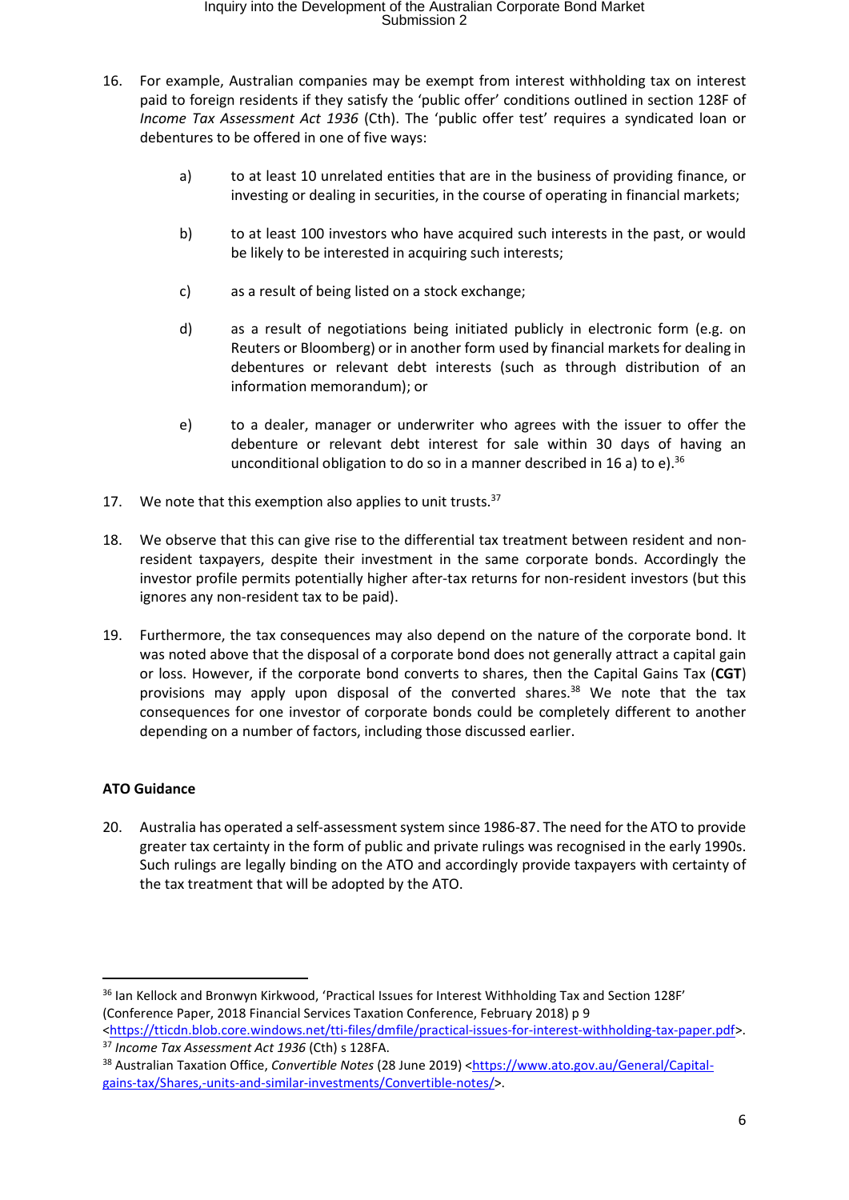16. For example, Australian companies may be exempt from interest withholding tax on interest paid to foreign residents if they satisfy the 'public offer' conditions outlined in section 128F of *Income Tax Assessment Act 1936* (Cth). The 'public offer test' requires a syndicated loan or debentures to be offered in one of five ways:

    a) to at least 10 unrelated entities that are in the business of providing finance, or investing or dealing in securities, in the course of operating in financial markets;

    b) to at least 100 investors who have acquired such interests in the past, or would be likely to be interested in acquiring such interests;

    c) as a result of being listed on a stock exchange;

    d) as a result of negotiations being initiated publicly in electronic form (e.g. on Reuters or Bloomberg) or in another form used by financial markets for dealing in debentures or relevant debt interests (such as through distribution of an information memorandum); or

    e) to a dealer, manager or underwriter who agrees with the issuer to offer the debenture or relevant debt interest for sale within 30 days of having an unconditional obligation to do so in a manner described in 16 a) to e).[36]

17. We note that this exemption also applies to unit trusts.[37]

18. We observe that this can give rise to the differential tax treatment between resident and non-resident taxpayers, despite their investment in the same corporate bonds. Accordingly the investor profile permits potentially higher after-tax returns for non-resident investors (but this ignores any non-resident tax to be paid).

19. Furthermore, the tax consequences may also depend on the nature of the corporate bond. It was noted above that the disposal of a corporate bond does not generally attract a capital gain or loss. However, if the corporate bond converts to shares, then the Capital Gains Tax (**CGT**) provisions may apply upon disposal of the converted shares.[38] We note that the tax consequences for one investor of corporate bonds could be completely different to another depending on a number of factors, including those discussed earlier.

**ATO Guidance**

20. Australia has operated a self-assessment system since 1986-87. The need for the ATO to provide greater tax certainty in the form of public and private rulings was recognised in the early 1990s. Such rulings are legally binding on the ATO and accordingly provide taxpayers with certainty of the tax treatment that will be adopted by the ATO.

---

[36] Ian Kellock and Bronwyn Kirkwood, 'Practical Issues for Interest Withholding Tax and Section 128F' (Conference Paper, 2018 Financial Services Taxation Conference, February 2018) p 9 <https://tticdn.blob.core.windows.net/tti-files/dmfile/practical-issues-for-interest-withholding-tax-paper.pdf>.

[37] *Income Tax Assessment Act 1936* (Cth) s 128FA.

[38] Australian Taxation Office, *Convertible Notes* (28 June 2019) <https://www.ato.gov.au/General/Capital-gains-tax/Shares,-units-and-similar-investments/Convertible-notes/>.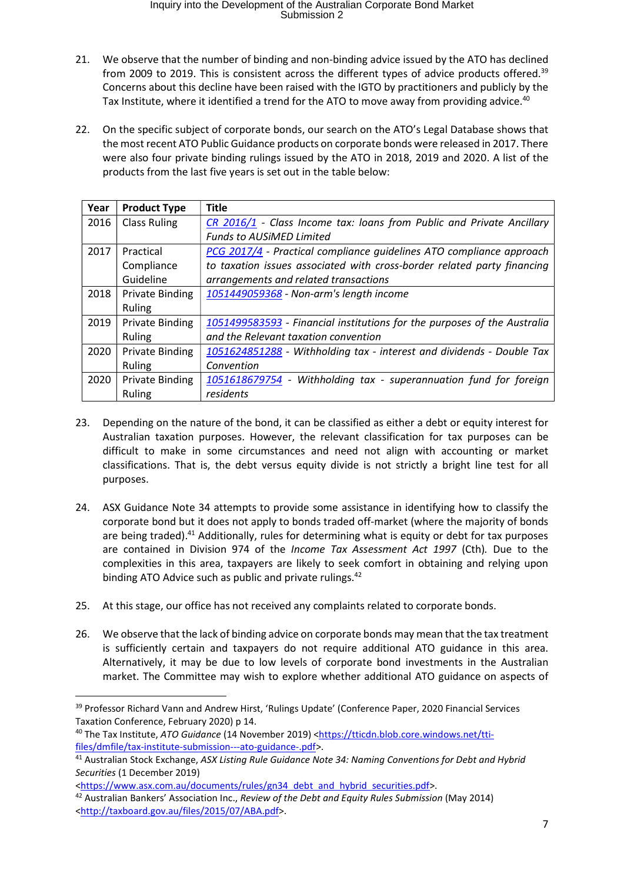21. We observe that the number of binding and non-binding advice issued by the ATO has declined from 2009 to 2019. This is consistent across the different types of advice products offered.[39] Concerns about this decline have been raised with the IGTO by practitioners and publicly by the Tax Institute, where it identified a trend for the ATO to move away from providing advice.[40]

22. On the specific subject of corporate bonds, our search on the ATO's Legal Database shows that the most recent ATO Public Guidance products on corporate bonds were released in 2017. There were also four private binding rulings issued by the ATO in 2018, 2019 and 2020. A list of the products from the last five years is set out in the table below:

| Year | Product Type | Title |
|---|---|---|
| 2016 | Class Ruling | *CR 2016/1 - Class Income tax: loans from Public and Private Ancillary Funds to AUSiMED Limited* |
| 2017 | Practical Compliance Guideline | *PCG 2017/4 - Practical compliance guidelines ATO compliance approach to taxation issues associated with cross-border related party financing arrangements and related transactions* |
| 2018 | Private Binding Ruling | *1051449059368 - Non-arm's length income* |
| 2019 | Private Binding Ruling | *1051499583593 - Financial institutions for the purposes of the Australia and the Relevant taxation convention* |
| 2020 | Private Binding Ruling | *1051624851288 - Withholding tax - interest and dividends - Double Tax Convention* |
| 2020 | Private Binding Ruling | *1051618679754 - Withholding tax - superannuation fund for foreign residents* |

23. Depending on the nature of the bond, it can be classified as either a debt or equity interest for Australian taxation purposes. However, the relevant classification for tax purposes can be difficult to make in some circumstances and need not align with accounting or market classifications. That is, the debt versus equity divide is not strictly a bright line test for all purposes.

24. ASX Guidance Note 34 attempts to provide some assistance in identifying how to classify the corporate bond but it does not apply to bonds traded off-market (where the majority of bonds are being traded).[41] Additionally, rules for determining what is equity or debt for tax purposes are contained in Division 974 of the *Income Tax Assessment Act 1997* (Cth). Due to the complexities in this area, taxpayers are likely to seek comfort in obtaining and relying upon binding ATO Advice such as public and private rulings.[42]

25. At this stage, our office has not received any complaints related to corporate bonds.

26. We observe that the lack of binding advice on corporate bonds may mean that the tax treatment is sufficiently certain and taxpayers do not require additional ATO guidance in this area. Alternatively, it may be due to low levels of corporate bond investments in the Australian market. The Committee may wish to explore whether additional ATO guidance on aspects of

---

[39] Professor Richard Vann and Andrew Hirst, 'Rulings Update' (Conference Paper, 2020 Financial Services Taxation Conference, February 2020) p 14.

[40] The Tax Institute, *ATO Guidance* (14 November 2019) <https://tticdn.blob.core.windows.net/tti-files/dmfile/tax-institute-submission---ato-guidance-.pdf>.

[41] Australian Stock Exchange, *ASX Listing Rule Guidance Note 34: Naming Conventions for Debt and Hybrid Securities* (1 December 2019) <https://www.asx.com.au/documents/rules/gn34_debt_and_hybrid_securities.pdf>.

[42] Australian Bankers' Association Inc., *Review of the Debt and Equity Rules Submission* (May 2014) <http://taxboard.gov.au/files/2015/07/ABA.pdf>.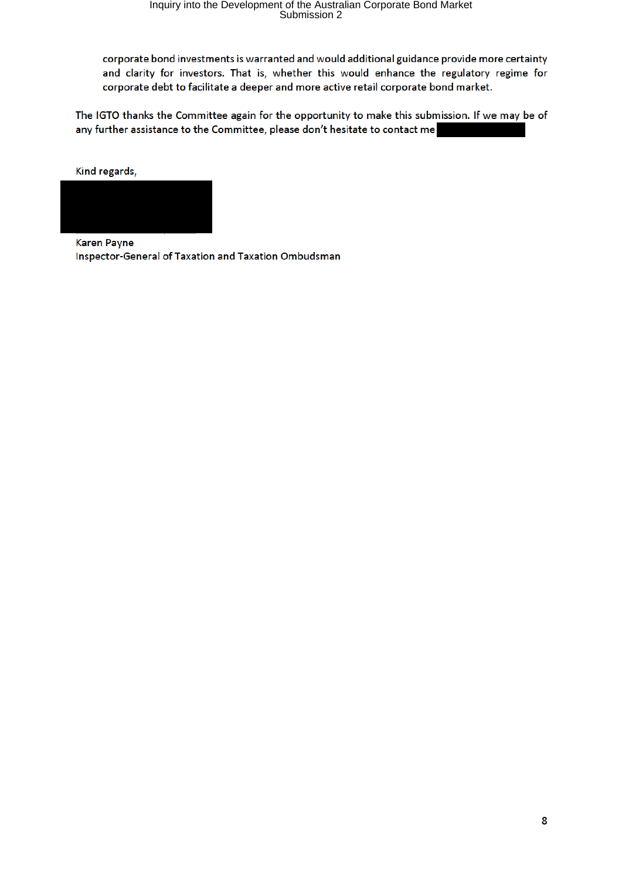corporate bond investments is warranted and would additional guidance provide more certainty and clarity for investors. That is, whether this would enhance the regulatory regime for corporate debt to facilitate a deeper and more active retail corporate bond market.

The IGTO thanks the Committee again for the opportunity to make this submission. If we may be of any further assistance to the Committee, please don't hesitate to contact me

Kind regards,

Karen Payne
Inspector-General of Taxation and Taxation Ombudsman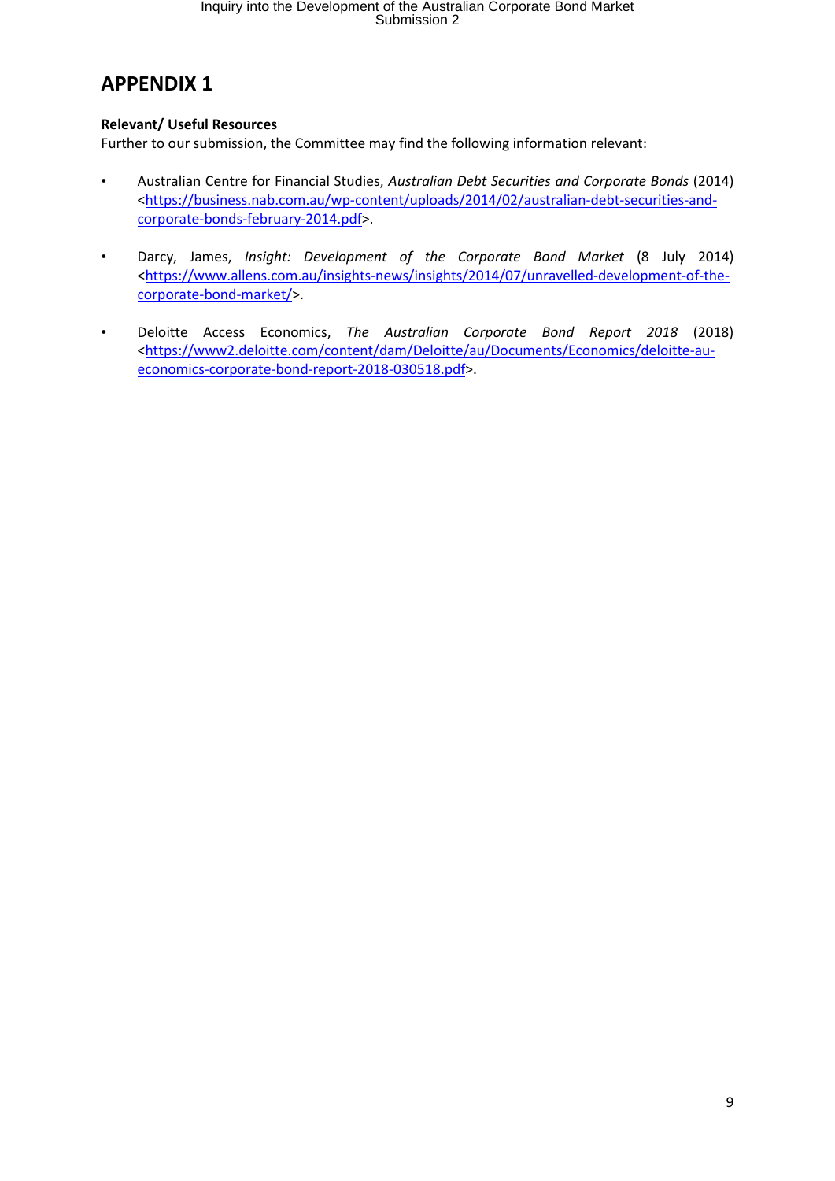# APPENDIX 1

**Relevant/ Useful Resources**

Further to our submission, the Committee may find the following information relevant:

- Australian Centre for Financial Studies, *Australian Debt Securities and Corporate Bonds* (2014) <https://business.nab.com.au/wp-content/uploads/2014/02/australian-debt-securities-and-corporate-bonds-february-2014.pdf>.
- Darcy, James, *Insight: Development of the Corporate Bond Market* (8 July 2014) <https://www.allens.com.au/insights-news/insights/2014/07/unravelled-development-of-the-corporate-bond-market/>.
- Deloitte Access Economics, *The Australian Corporate Bond Report 2018* (2018) <https://www2.deloitte.com/content/dam/Deloitte/au/Documents/Economics/deloitte-au-economics-corporate-bond-report-2018-030518.pdf>.